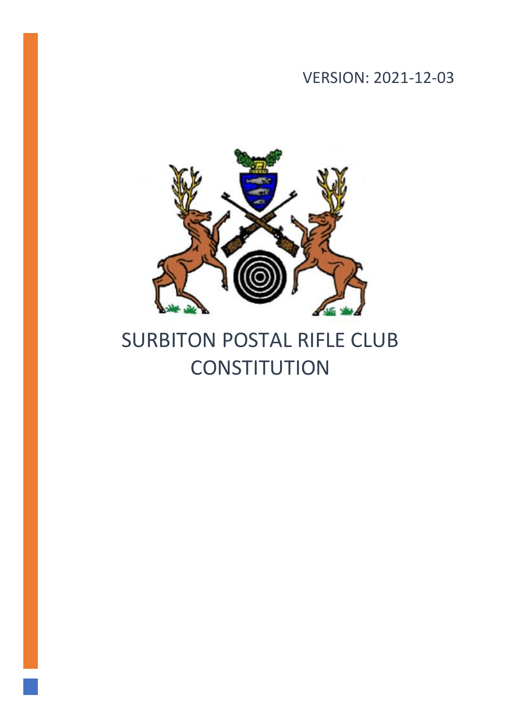VERSION: 2021-12-03

# SURBITON POSTAL RIFLE CLUB CONSTITUTION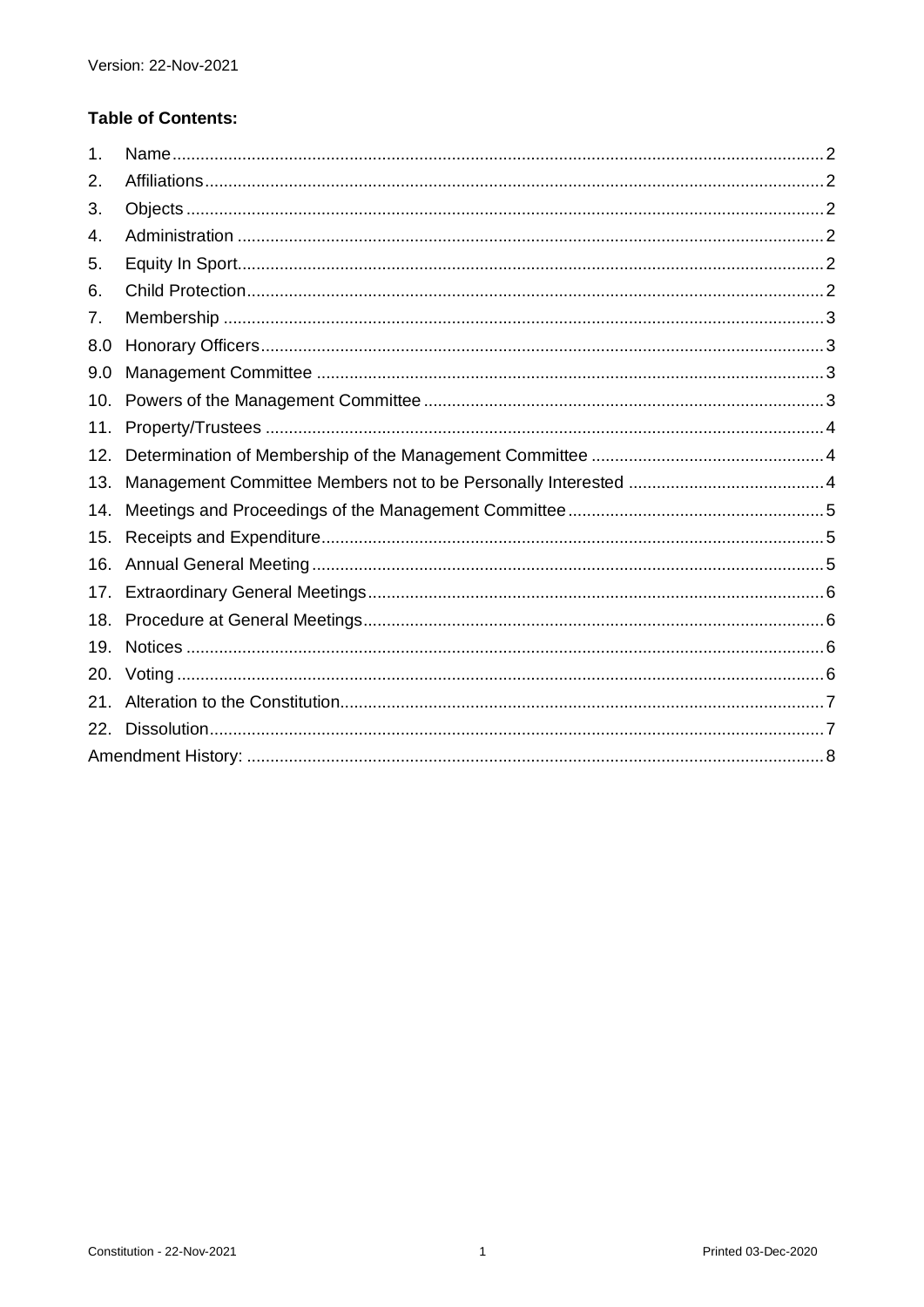Version: 22-Nov-2021

**Table of Contents:**

| | | |
|---|---|---|
| 1. | Name | 2 |
| 2. | Affiliations | 2 |
| 3. | Objects | 2 |
| 4. | Administration | 2 |
| 5. | Equity In Sport | 2 |
| 6. | Child Protection | 2 |
| 7. | Membership | 3 |
| 8.0 | Honorary Officers | 3 |
| 9.0 | Management Committee | 3 |
| 10. | Powers of the Management Committee | 3 |
| 11. | Property/Trustees | 4 |
| 12. | Determination of Membership of the Management Committee | 4 |
| 13. | Management Committee Members not to be Personally Interested | 4 |
| 14. | Meetings and Proceedings of the Management Committee | 5 |
| 15. | Receipts and Expenditure | 5 |
| 16. | Annual General Meeting | 5 |
| 17. | Extraordinary General Meetings | 6 |
| 18. | Procedure at General Meetings | 6 |
| 19. | Notices | 6 |
| 20. | Voting | 6 |
| 21. | Alteration to the Constitution | 7 |
| 22. | Dissolution | 7 |
| | Amendment History: | 8 |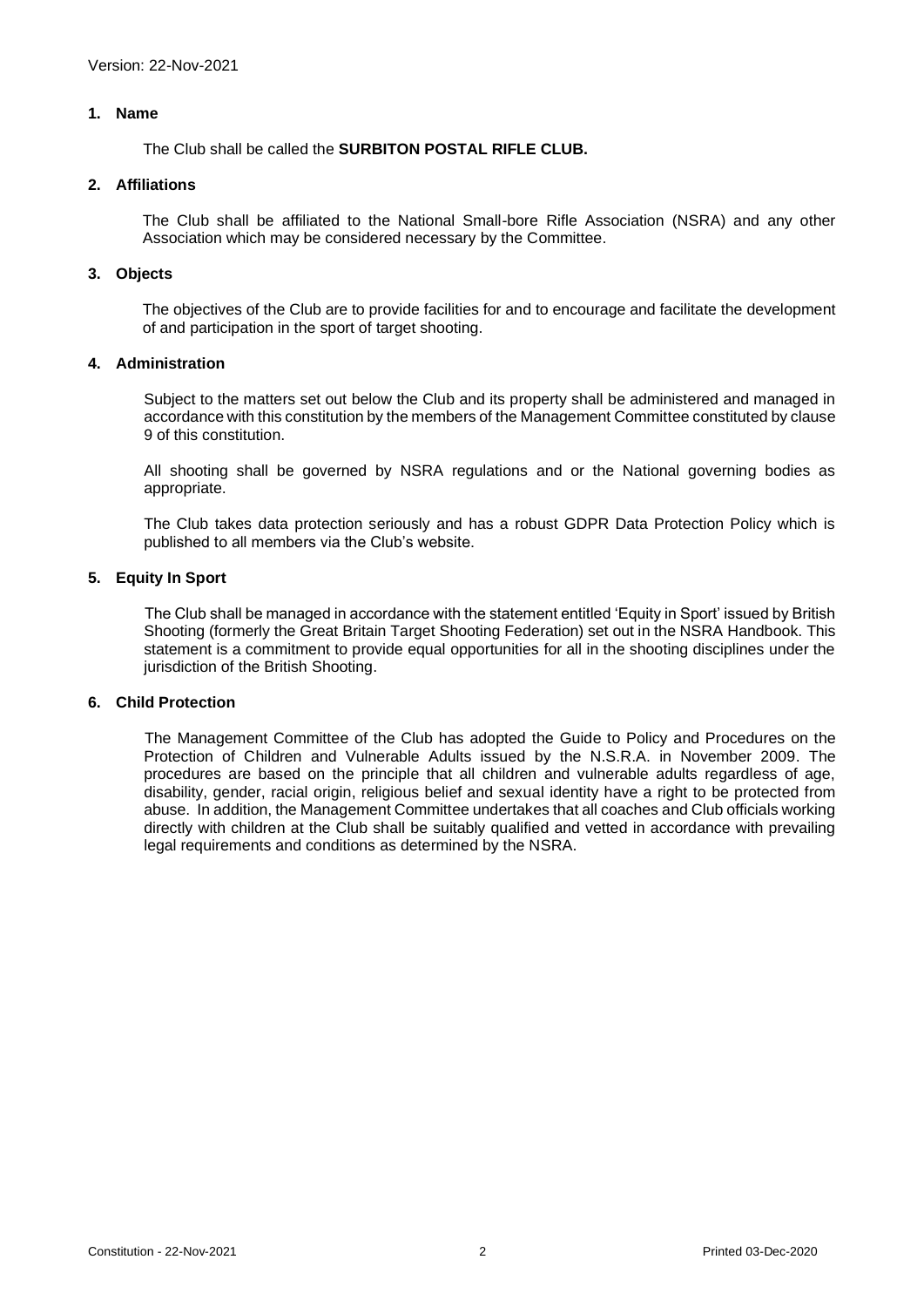Version: 22-Nov-2021

## 1. Name

The Club shall be called the **SURBITON POSTAL RIFLE CLUB.**

## 2. Affiliations

The Club shall be affiliated to the National Small-bore Rifle Association (NSRA) and any other Association which may be considered necessary by the Committee.

## 3. Objects

The objectives of the Club are to provide facilities for and to encourage and facilitate the development of and participation in the sport of target shooting.

## 4. Administration

Subject to the matters set out below the Club and its property shall be administered and managed in accordance with this constitution by the members of the Management Committee constituted by clause 9 of this constitution.

All shooting shall be governed by NSRA regulations and or the National governing bodies as appropriate.

The Club takes data protection seriously and has a robust GDPR Data Protection Policy which is published to all members via the Club's website.

## 5. Equity In Sport

The Club shall be managed in accordance with the statement entitled 'Equity in Sport' issued by British Shooting (formerly the Great Britain Target Shooting Federation) set out in the NSRA Handbook. This statement is a commitment to provide equal opportunities for all in the shooting disciplines under the jurisdiction of the British Shooting.

## 6. Child Protection

The Management Committee of the Club has adopted the Guide to Policy and Procedures on the Protection of Children and Vulnerable Adults issued by the N.S.R.A. in November 2009. The procedures are based on the principle that all children and vulnerable adults regardless of age, disability, gender, racial origin, religious belief and sexual identity have a right to be protected from abuse. In addition, the Management Committee undertakes that all coaches and Club officials working directly with children at the Club shall be suitably qualified and vetted in accordance with prevailing legal requirements and conditions as determined by the NSRA.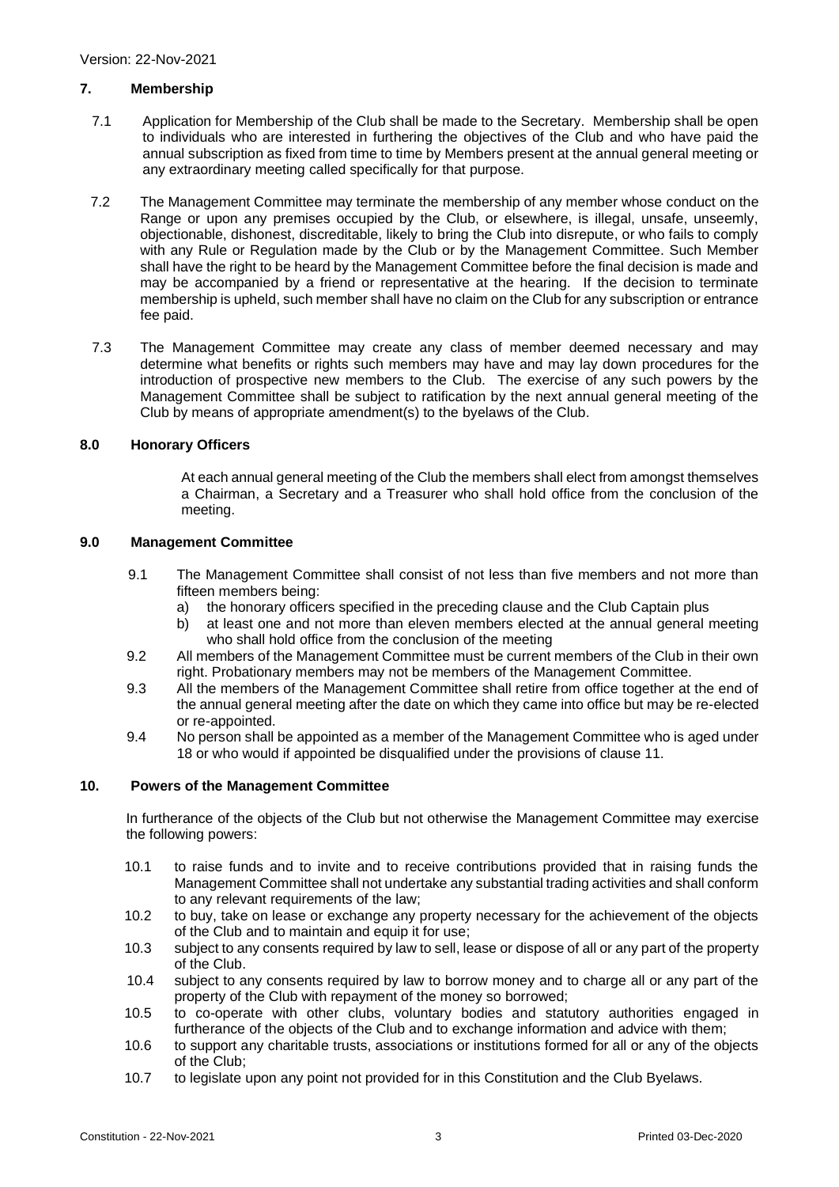## 7. Membership

7.1 Application for Membership of the Club shall be made to the Secretary. Membership shall be open to individuals who are interested in furthering the objectives of the Club and who have paid the annual subscription as fixed from time to time by Members present at the annual general meeting or any extraordinary meeting called specifically for that purpose.

7.2 The Management Committee may terminate the membership of any member whose conduct on the Range or upon any premises occupied by the Club, or elsewhere, is illegal, unsafe, unseemly, objectionable, dishonest, discreditable, likely to bring the Club into disrepute, or who fails to comply with any Rule or Regulation made by the Club or by the Management Committee. Such Member shall have the right to be heard by the Management Committee before the final decision is made and may be accompanied by a friend or representative at the hearing. If the decision to terminate membership is upheld, such member shall have no claim on the Club for any subscription or entrance fee paid.

7.3 The Management Committee may create any class of member deemed necessary and may determine what benefits or rights such members may have and may lay down procedures for the introduction of prospective new members to the Club. The exercise of any such powers by the Management Committee shall be subject to ratification by the next annual general meeting of the Club by means of appropriate amendment(s) to the byelaws of the Club.

## 8.0 Honorary Officers

At each annual general meeting of the Club the members shall elect from amongst themselves a Chairman, a Secretary and a Treasurer who shall hold office from the conclusion of the meeting.

## 9.0 Management Committee

9.1 The Management Committee shall consist of not less than five members and not more than fifteen members being:

a) the honorary officers specified in the preceding clause and the Club Captain plus
b) at least one and not more than eleven members elected at the annual general meeting who shall hold office from the conclusion of the meeting

9.2 All members of the Management Committee must be current members of the Club in their own right. Probationary members may not be members of the Management Committee.

9.3 All the members of the Management Committee shall retire from office together at the end of the annual general meeting after the date on which they came into office but may be re-elected or re-appointed.

9.4 No person shall be appointed as a member of the Management Committee who is aged under 18 or who would if appointed be disqualified under the provisions of clause 11.

## 10. Powers of the Management Committee

In furtherance of the objects of the Club but not otherwise the Management Committee may exercise the following powers:

10.1 to raise funds and to invite and to receive contributions provided that in raising funds the Management Committee shall not undertake any substantial trading activities and shall conform to any relevant requirements of the law;

10.2 to buy, take on lease or exchange any property necessary for the achievement of the objects of the Club and to maintain and equip it for use;

10.3 subject to any consents required by law to sell, lease or dispose of all or any part of the property of the Club.

10.4 subject to any consents required by law to borrow money and to charge all or any part of the property of the Club with repayment of the money so borrowed;

10.5 to co-operate with other clubs, voluntary bodies and statutory authorities engaged in furtherance of the objects of the Club and to exchange information and advice with them;

10.6 to support any charitable trusts, associations or institutions formed for all or any of the objects of the Club;

10.7 to legislate upon any point not provided for in this Constitution and the Club Byelaws.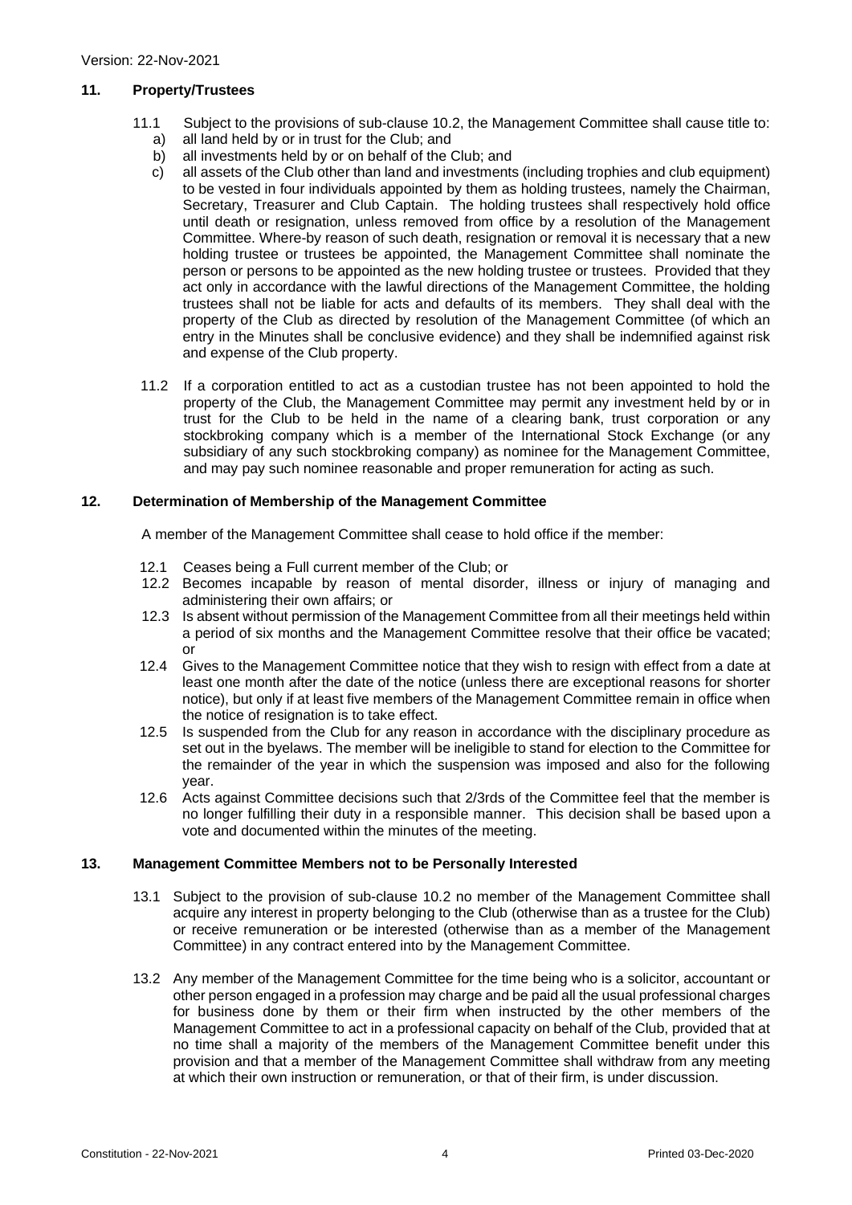## 11. Property/Trustees

11.1 Subject to the provisions of sub-clause 10.2, the Management Committee shall cause title to:

a) all land held by or in trust for the Club; and
b) all investments held by or on behalf of the Club; and
c) all assets of the Club other than land and investments (including trophies and club equipment) to be vested in four individuals appointed by them as holding trustees, namely the Chairman, Secretary, Treasurer and Club Captain. The holding trustees shall respectively hold office until death or resignation, unless removed from office by a resolution of the Management Committee. Where-by reason of such death, resignation or removal it is necessary that a new holding trustee or trustees be appointed, the Management Committee shall nominate the person or persons to be appointed as the new holding trustee or trustees. Provided that they act only in accordance with the lawful directions of the Management Committee, the holding trustees shall not be liable for acts and defaults of its members. They shall deal with the property of the Club as directed by resolution of the Management Committee (of which an entry in the Minutes shall be conclusive evidence) and they shall be indemnified against risk and expense of the Club property.

11.2 If a corporation entitled to act as a custodian trustee has not been appointed to hold the property of the Club, the Management Committee may permit any investment held by or in trust for the Club to be held in the name of a clearing bank, trust corporation or any stockbroking company which is a member of the International Stock Exchange (or any subsidiary of any such stockbroking company) as nominee for the Management Committee, and may pay such nominee reasonable and proper remuneration for acting as such.

## 12. Determination of Membership of the Management Committee

A member of the Management Committee shall cease to hold office if the member:

12.1 Ceases being a Full current member of the Club; or

12.2 Becomes incapable by reason of mental disorder, illness or injury of managing and administering their own affairs; or

12.3 Is absent without permission of the Management Committee from all their meetings held within a period of six months and the Management Committee resolve that their office be vacated; or

12.4 Gives to the Management Committee notice that they wish to resign with effect from a date at least one month after the date of the notice (unless there are exceptional reasons for shorter notice), but only if at least five members of the Management Committee remain in office when the notice of resignation is to take effect.

12.5 Is suspended from the Club for any reason in accordance with the disciplinary procedure as set out in the byelaws. The member will be ineligible to stand for election to the Committee for the remainder of the year in which the suspension was imposed and also for the following year.

12.6 Acts against Committee decisions such that 2/3rds of the Committee feel that the member is no longer fulfilling their duty in a responsible manner. This decision shall be based upon a vote and documented within the minutes of the meeting.

## 13. Management Committee Members not to be Personally Interested

13.1 Subject to the provision of sub-clause 10.2 no member of the Management Committee shall acquire any interest in property belonging to the Club (otherwise than as a trustee for the Club) or receive remuneration or be interested (otherwise than as a member of the Management Committee) in any contract entered into by the Management Committee.

13.2 Any member of the Management Committee for the time being who is a solicitor, accountant or other person engaged in a profession may charge and be paid all the usual professional charges for business done by them or their firm when instructed by the other members of the Management Committee to act in a professional capacity on behalf of the Club, provided that at no time shall a majority of the members of the Management Committee benefit under this provision and that a member of the Management Committee shall withdraw from any meeting at which their own instruction or remuneration, or that of their firm, is under discussion.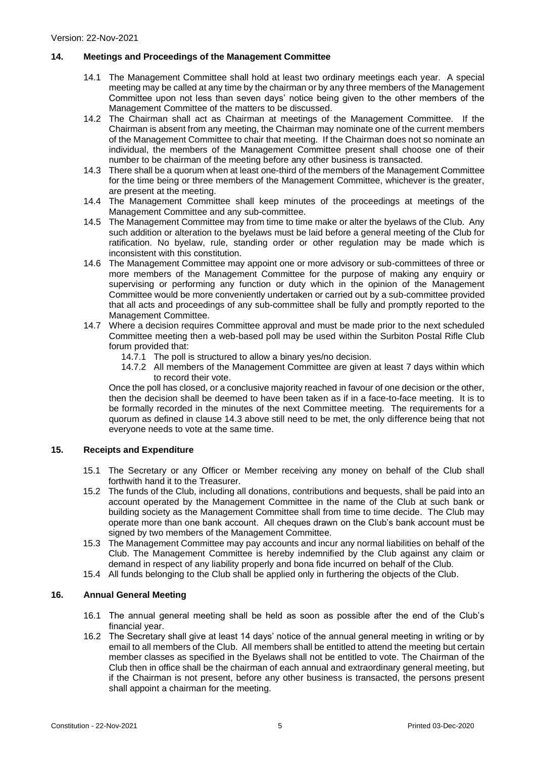## 14. Meetings and Proceedings of the Management Committee

14.1 The Management Committee shall hold at least two ordinary meetings each year. A special meeting may be called at any time by the chairman or by any three members of the Management Committee upon not less than seven days' notice being given to the other members of the Management Committee of the matters to be discussed.

14.2 The Chairman shall act as Chairman at meetings of the Management Committee. If the Chairman is absent from any meeting, the Chairman may nominate one of the current members of the Management Committee to chair that meeting. If the Chairman does not so nominate an individual, the members of the Management Committee present shall choose one of their number to be chairman of the meeting before any other business is transacted.

14.3 There shall be a quorum when at least one-third of the members of the Management Committee for the time being or three members of the Management Committee, whichever is the greater, are present at the meeting.

14.4 The Management Committee shall keep minutes of the proceedings at meetings of the Management Committee and any sub-committee.

14.5 The Management Committee may from time to time make or alter the byelaws of the Club. Any such addition or alteration to the byelaws must be laid before a general meeting of the Club for ratification. No byelaw, rule, standing order or other regulation may be made which is inconsistent with this constitution.

14.6 The Management Committee may appoint one or more advisory or sub-committees of three or more members of the Management Committee for the purpose of making any enquiry or supervising or performing any function or duty which in the opinion of the Management Committee would be more conveniently undertaken or carried out by a sub-committee provided that all acts and proceedings of any sub-committee shall be fully and promptly reported to the Management Committee.

14.7 Where a decision requires Committee approval and must be made prior to the next scheduled Committee meeting then a web-based poll may be used within the Surbiton Postal Rifle Club forum provided that:

   14.7.1 The poll is structured to allow a binary yes/no decision.

   14.7.2 All members of the Management Committee are given at least 7 days within which to record their vote.

Once the poll has closed, or a conclusive majority reached in favour of one decision or the other, then the decision shall be deemed to have been taken as if in a face-to-face meeting. It is to be formally recorded in the minutes of the next Committee meeting. The requirements for a quorum as defined in clause 14.3 above still need to be met, the only difference being that not everyone needs to vote at the same time.

## 15. Receipts and Expenditure

15.1 The Secretary or any Officer or Member receiving any money on behalf of the Club shall forthwith hand it to the Treasurer.

15.2 The funds of the Club, including all donations, contributions and bequests, shall be paid into an account operated by the Management Committee in the name of the Club at such bank or building society as the Management Committee shall from time to time decide. The Club may operate more than one bank account. All cheques drawn on the Club's bank account must be signed by two members of the Management Committee.

15.3 The Management Committee may pay accounts and incur any normal liabilities on behalf of the Club. The Management Committee is hereby indemnified by the Club against any claim or demand in respect of any liability properly and bona fide incurred on behalf of the Club.

15.4 All funds belonging to the Club shall be applied only in furthering the objects of the Club.

## 16. Annual General Meeting

16.1 The annual general meeting shall be held as soon as possible after the end of the Club's financial year.

16.2 The Secretary shall give at least 14 days' notice of the annual general meeting in writing or by email to all members of the Club. All members shall be entitled to attend the meeting but certain member classes as specified in the Byelaws shall not be entitled to vote. The Chairman of the Club then in office shall be the chairman of each annual and extraordinary general meeting, but if the Chairman is not present, before any other business is transacted, the persons present shall appoint a chairman for the meeting.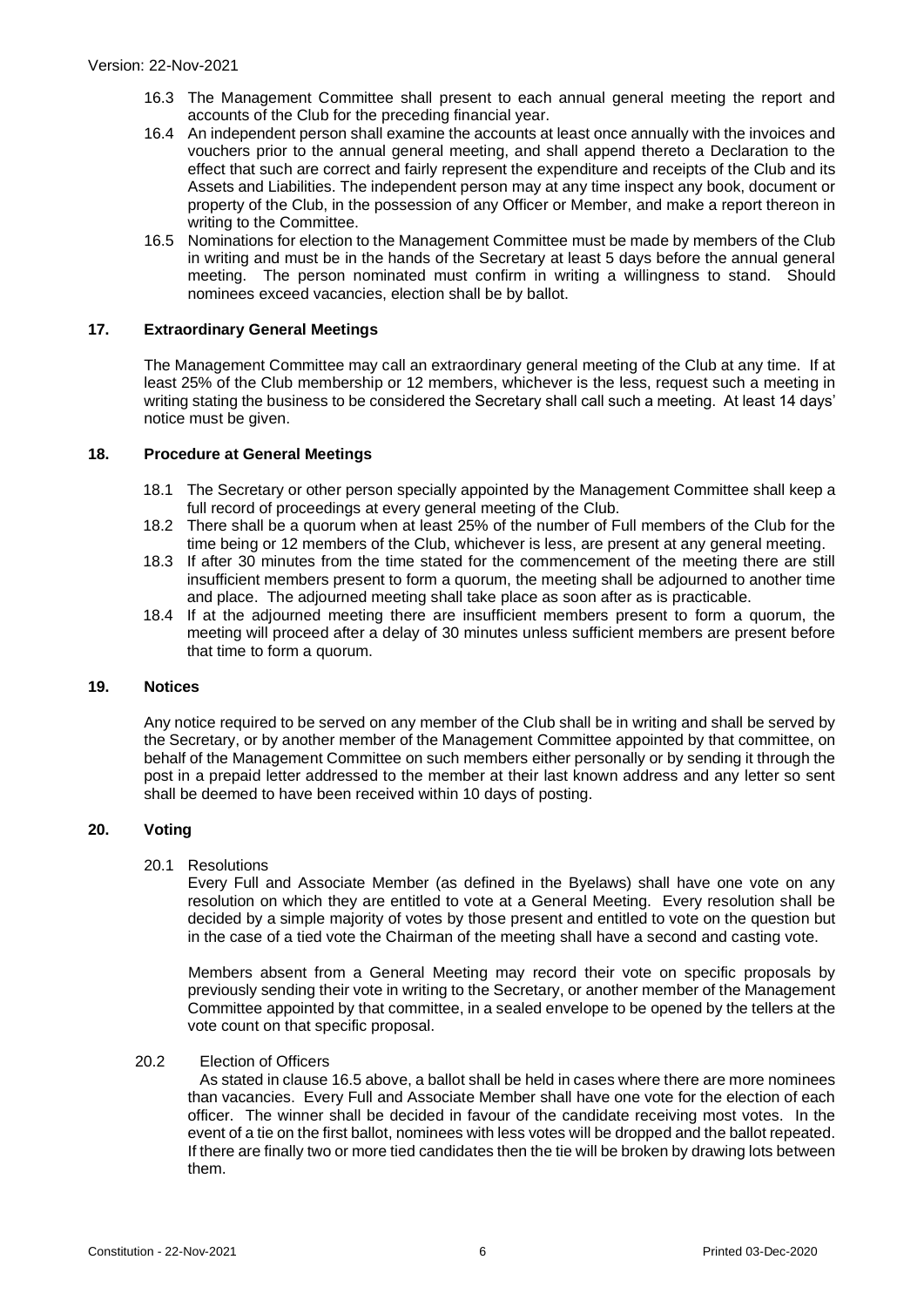16.3 The Management Committee shall present to each annual general meeting the report and accounts of the Club for the preceding financial year.

16.4 An independent person shall examine the accounts at least once annually with the invoices and vouchers prior to the annual general meeting, and shall append thereto a Declaration to the effect that such are correct and fairly represent the expenditure and receipts of the Club and its Assets and Liabilities. The independent person may at any time inspect any book, document or property of the Club, in the possession of any Officer or Member, and make a report thereon in writing to the Committee.

16.5 Nominations for election to the Management Committee must be made by members of the Club in writing and must be in the hands of the Secretary at least 5 days before the annual general meeting. The person nominated must confirm in writing a willingness to stand. Should nominees exceed vacancies, election shall be by ballot.

## 17. Extraordinary General Meetings

The Management Committee may call an extraordinary general meeting of the Club at any time. If at least 25% of the Club membership or 12 members, whichever is the less, request such a meeting in writing stating the business to be considered the Secretary shall call such a meeting. At least 14 days' notice must be given.

## 18. Procedure at General Meetings

18.1 The Secretary or other person specially appointed by the Management Committee shall keep a full record of proceedings at every general meeting of the Club.

18.2 There shall be a quorum when at least 25% of the number of Full members of the Club for the time being or 12 members of the Club, whichever is less, are present at any general meeting.

18.3 If after 30 minutes from the time stated for the commencement of the meeting there are still insufficient members present to form a quorum, the meeting shall be adjourned to another time and place. The adjourned meeting shall take place as soon after as is practicable.

18.4 If at the adjourned meeting there are insufficient members present to form a quorum, the meeting will proceed after a delay of 30 minutes unless sufficient members are present before that time to form a quorum.

## 19. Notices

Any notice required to be served on any member of the Club shall be in writing and shall be served by the Secretary, or by another member of the Management Committee appointed by that committee, on behalf of the Management Committee on such members either personally or by sending it through the post in a prepaid letter addressed to the member at their last known address and any letter so sent shall be deemed to have been received within 10 days of posting.

## 20. Voting

20.1 Resolutions

Every Full and Associate Member (as defined in the Byelaws) shall have one vote on any resolution on which they are entitled to vote at a General Meeting. Every resolution shall be decided by a simple majority of votes by those present and entitled to vote on the question but in the case of a tied vote the Chairman of the meeting shall have a second and casting vote.

Members absent from a General Meeting may record their vote on specific proposals by previously sending their vote in writing to the Secretary, or another member of the Management Committee appointed by that committee, in a sealed envelope to be opened by the tellers at the vote count on that specific proposal.

20.2 Election of Officers

As stated in clause 16.5 above, a ballot shall be held in cases where there are more nominees than vacancies. Every Full and Associate Member shall have one vote for the election of each officer. The winner shall be decided in favour of the candidate receiving most votes. In the event of a tie on the first ballot, nominees with less votes will be dropped and the ballot repeated. If there are finally two or more tied candidates then the tie will be broken by drawing lots between them.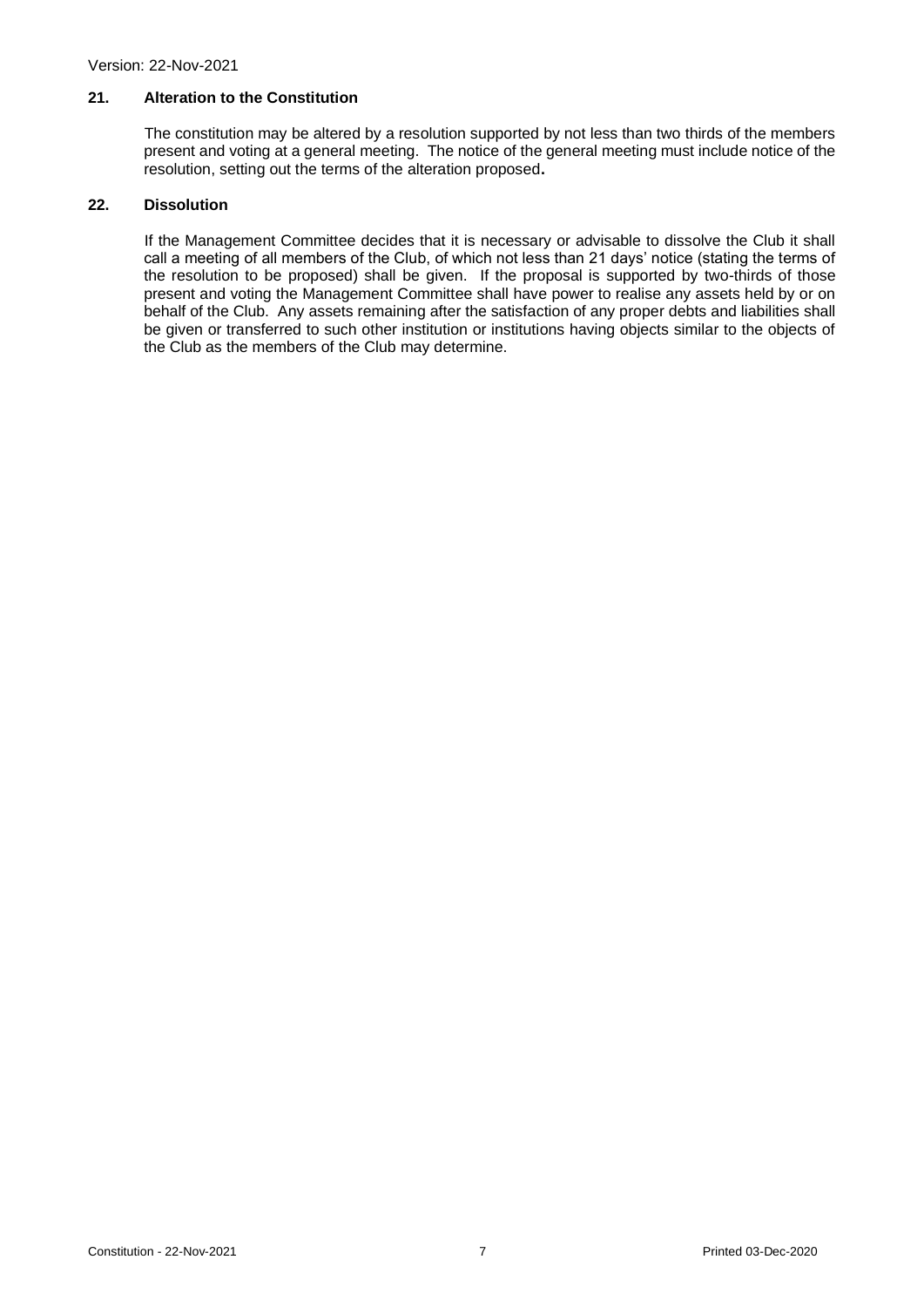## 21. Alteration to the Constitution

The constitution may be altered by a resolution supported by not less than two thirds of the members present and voting at a general meeting. The notice of the general meeting must include notice of the resolution, setting out the terms of the alteration proposed.

## 22. Dissolution

If the Management Committee decides that it is necessary or advisable to dissolve the Club it shall call a meeting of all members of the Club, of which not less than 21 days' notice (stating the terms of the resolution to be proposed) shall be given. If the proposal is supported by two-thirds of those present and voting the Management Committee shall have power to realise any assets held by or on behalf of the Club. Any assets remaining after the satisfaction of any proper debts and liabilities shall be given or transferred to such other institution or institutions having objects similar to the objects of the Club as the members of the Club may determine.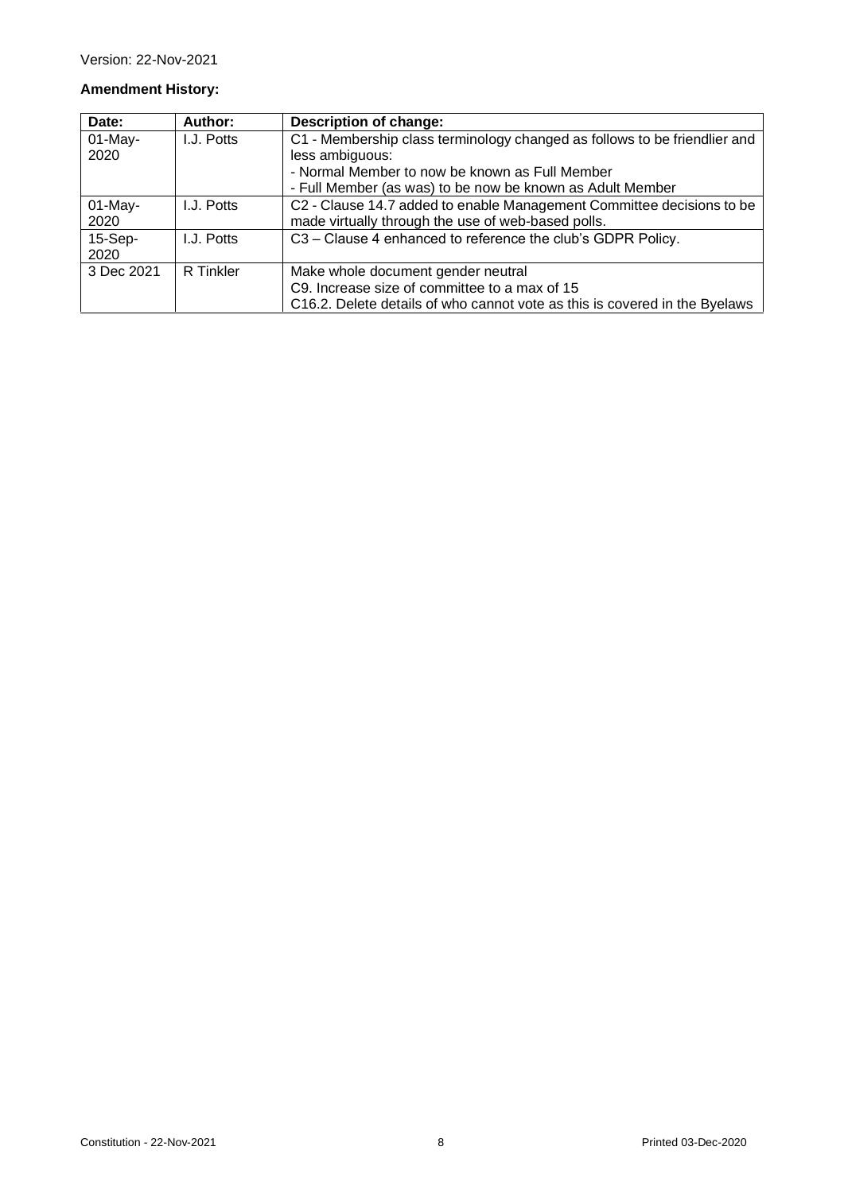Version: 22-Nov-2021

**Amendment History:**

| Date: | Author: | Description of change: |
|---|---|---|
| 01-May-2020 | I.J. Potts | C1 - Membership class terminology changed as follows to be friendlier and less ambiguous:<br>- Normal Member to now be known as Full Member<br>- Full Member (as was) to be now be known as Adult Member |
| 01-May-2020 | I.J. Potts | C2 - Clause 14.7 added to enable Management Committee decisions to be made virtually through the use of web-based polls. |
| 15-Sep-2020 | I.J. Potts | C3 – Clause 4 enhanced to reference the club's GDPR Policy. |
| 3 Dec 2021 | R Tinkler | Make whole document gender neutral<br>C9. Increase size of committee to a max of 15<br>C16.2. Delete details of who cannot vote as this is covered in the Byelaws |